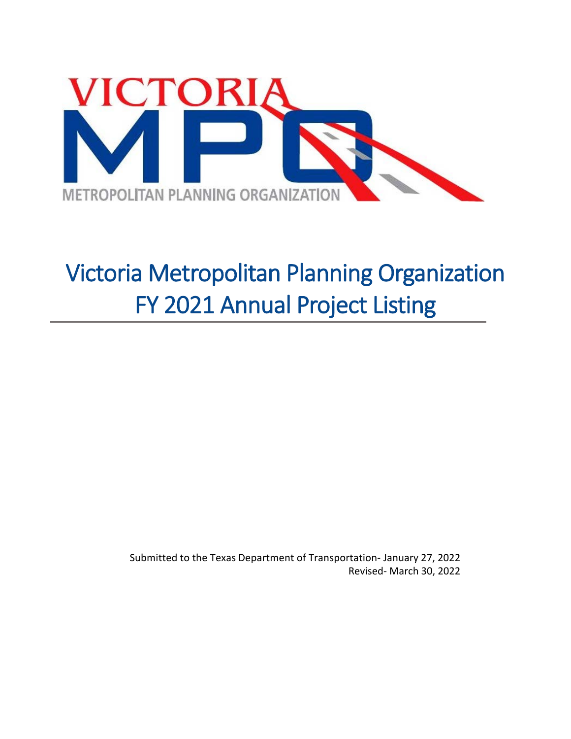VICTORIA MPO

METROPOLITAN PLANNING ORGANIZATION

# Victoria Metropolitan Planning Organization
# FY 2021 Annual Project Listing

Submitted to the Texas Department of Transportation- January 27, 2022
Revised- March 30, 2022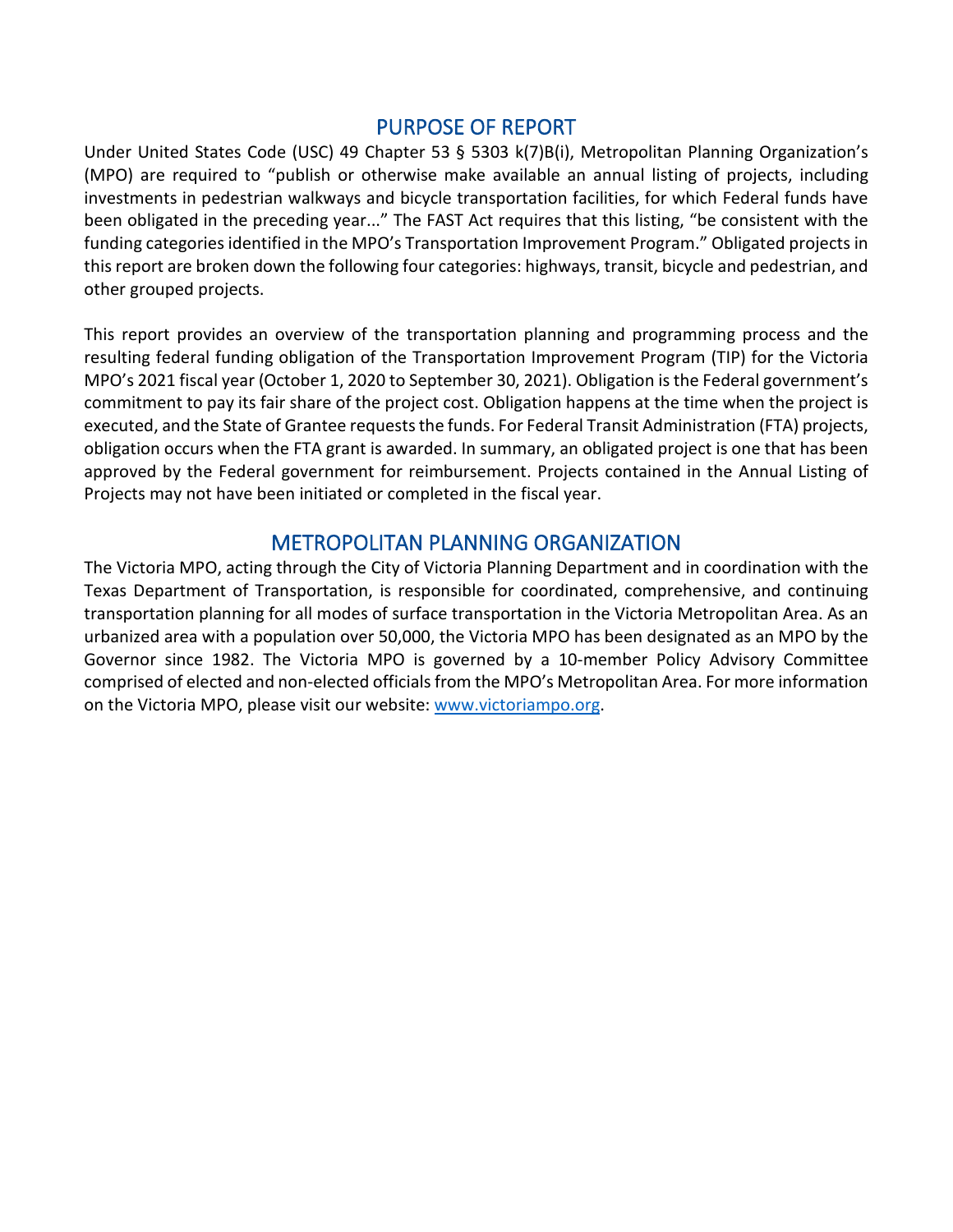## PURPOSE OF REPORT

Under United States Code (USC) 49 Chapter 53 § 5303 k(7)B(i), Metropolitan Planning Organization's (MPO) are required to "publish or otherwise make available an annual listing of projects, including investments in pedestrian walkways and bicycle transportation facilities, for which Federal funds have been obligated in the preceding year..." The FAST Act requires that this listing, "be consistent with the funding categories identified in the MPO's Transportation Improvement Program." Obligated projects in this report are broken down the following four categories: highways, transit, bicycle and pedestrian, and other grouped projects.

This report provides an overview of the transportation planning and programming process and the resulting federal funding obligation of the Transportation Improvement Program (TIP) for the Victoria MPO's 2021 fiscal year (October 1, 2020 to September 30, 2021). Obligation is the Federal government's commitment to pay its fair share of the project cost. Obligation happens at the time when the project is executed, and the State of Grantee requests the funds. For Federal Transit Administration (FTA) projects, obligation occurs when the FTA grant is awarded. In summary, an obligated project is one that has been approved by the Federal government for reimbursement. Projects contained in the Annual Listing of Projects may not have been initiated or completed in the fiscal year.

## METROPOLITAN PLANNING ORGANIZATION

The Victoria MPO, acting through the City of Victoria Planning Department and in coordination with the Texas Department of Transportation, is responsible for coordinated, comprehensive, and continuing transportation planning for all modes of surface transportation in the Victoria Metropolitan Area. As an urbanized area with a population over 50,000, the Victoria MPO has been designated as an MPO by the Governor since 1982. The Victoria MPO is governed by a 10-member Policy Advisory Committee comprised of elected and non-elected officials from the MPO's Metropolitan Area. For more information on the Victoria MPO, please visit our website: [www.victoriampo.org](http://www.victoriampo.org).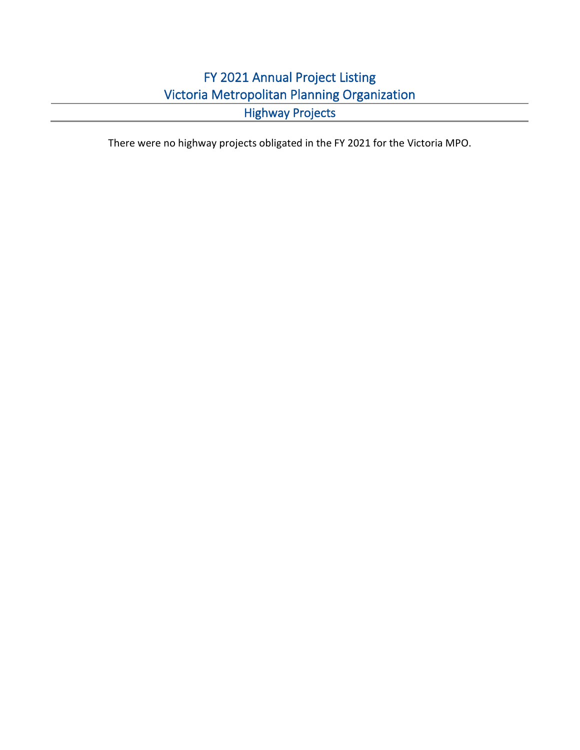# FY 2021 Annual Project Listing
# Victoria Metropolitan Planning Organization

## Highway Projects

There were no highway projects obligated in the FY 2021 for the Victoria MPO.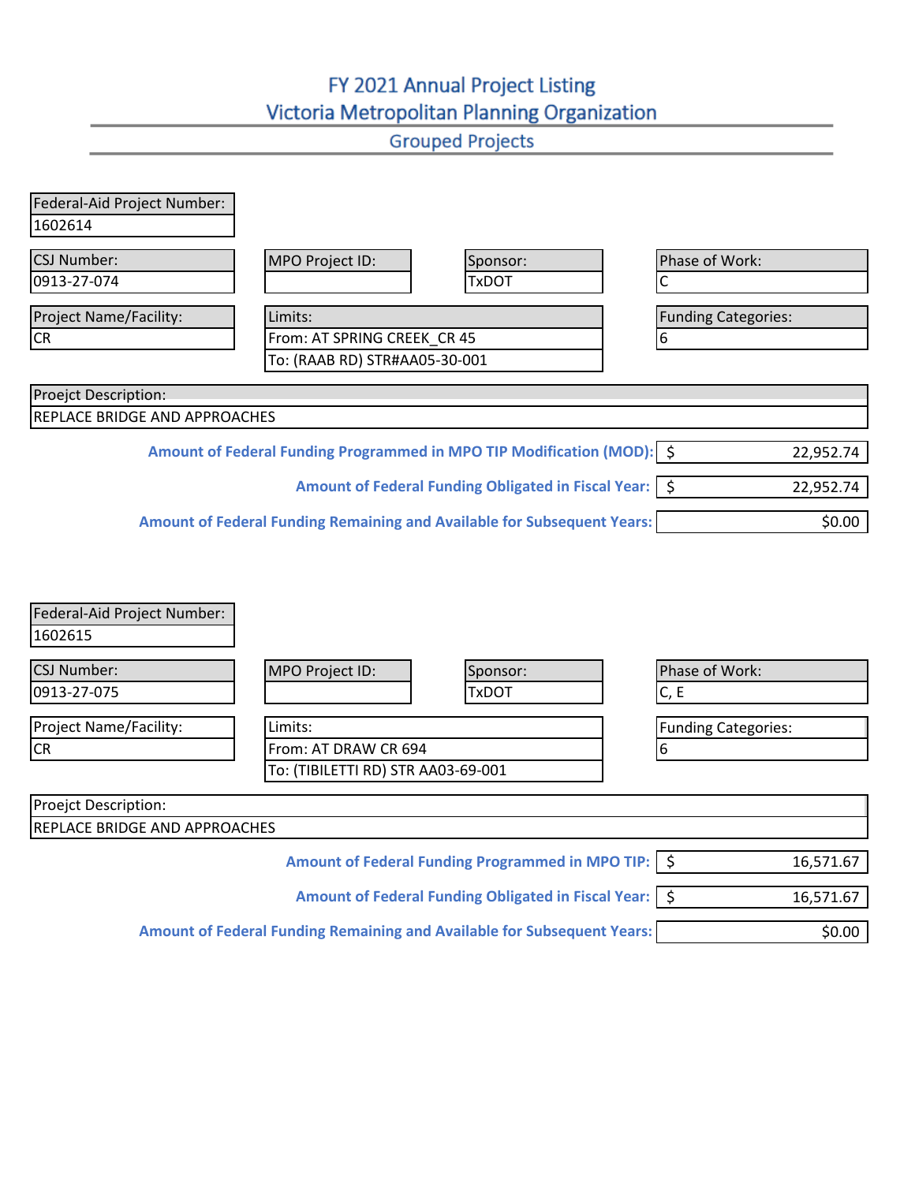# FY 2021 Annual Project Listing

## Victoria Metropolitan Planning Organization

### Grouped Projects

| Federal-Aid Project Number: |
|---|
| 1602614 |

| CSJ Number: | MPO Project ID: | Sponsor: | Phase of Work: |
|---|---|---|---|
| 0913-27-074 | | TxDOT | C |

| Project Name/Facility: | Limits: | Funding Categories: |
|---|---|---|
| CR | From: AT SPRING CREEK_CR 45 | 6 |
| | To: (RAAB RD) STR#AA05-30-001 | |

| Proejct Description: |
|---|
| REPLACE BRIDGE AND APPROACHES |

| | |
|---|---|
| **Amount of Federal Funding Programmed in MPO TIP Modification (MOD):** | $ 22,952.74 |
| **Amount of Federal Funding Obligated in Fiscal Year:** | $ 22,952.74 |
| **Amount of Federal Funding Remaining and Available for Subsequent Years:** | $0.00 |

| Federal-Aid Project Number: |
|---|
| 1602615 |

| CSJ Number: | MPO Project ID: | Sponsor: | Phase of Work: |
|---|---|---|---|
| 0913-27-075 | | TxDOT | C, E |

| Project Name/Facility: | Limits: | Funding Categories: |
|---|---|---|
| CR | From: AT DRAW CR 694 | 6 |
| | To: (TIBILETTI RD) STR AA03-69-001 | |

| Proejct Description: |
|---|
| REPLACE BRIDGE AND APPROACHES |

| | |
|---|---|
| **Amount of Federal Funding Programmed in MPO TIP:** | $ 16,571.67 |
| **Amount of Federal Funding Obligated in Fiscal Year:** | $ 16,571.67 |
| **Amount of Federal Funding Remaining and Available for Subsequent Years:** | $0.00 |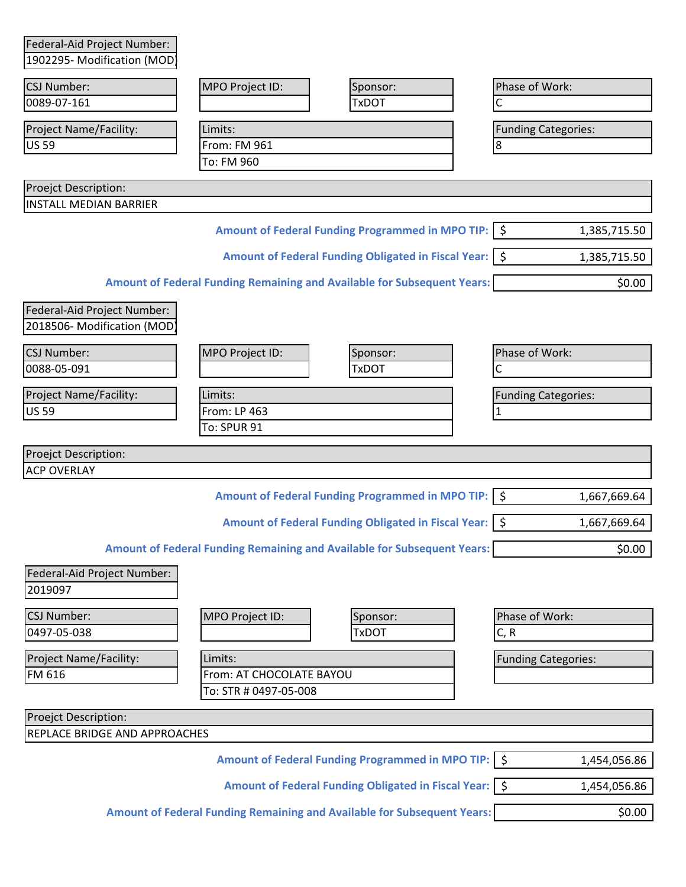| Federal-Aid Project Number: | | | |
|---|---|---|---|
| 1902295- Modification (MOD) | | | |

| CSJ Number: | MPO Project ID: | Sponsor: | Phase of Work: |
|---|---|---|---|
| 0089-07-161 | | TxDOT | C |

| Project Name/Facility: | Limits: | Funding Categories: |
|---|---|---|
| US 59 | From: FM 961 | 8 |
| | To: FM 960 | |

| Proejct Description: |
|---|
| INSTALL MEDIAN BARRIER |

| | |
|---|---|
| **Amount of Federal Funding Programmed in MPO TIP:** | $ 1,385,715.50 |
| **Amount of Federal Funding Obligated in Fiscal Year:** | $ 1,385,715.50 |
| **Amount of Federal Funding Remaining and Available for Subsequent Years:** | $0.00 |

| Federal-Aid Project Number: | | | |
|---|---|---|---|
| 2018506- Modification (MOD) | | | |

| CSJ Number: | MPO Project ID: | Sponsor: | Phase of Work: |
|---|---|---|---|
| 0088-05-091 | | TxDOT | C |

| Project Name/Facility: | Limits: | Funding Categories: |
|---|---|---|
| US 59 | From: LP 463 | 1 |
| | To: SPUR 91 | |

| Proejct Description: |
|---|
| ACP OVERLAY |

| | |
|---|---|
| **Amount of Federal Funding Programmed in MPO TIP:** | $ 1,667,669.64 |
| **Amount of Federal Funding Obligated in Fiscal Year:** | $ 1,667,669.64 |
| **Amount of Federal Funding Remaining and Available for Subsequent Years:** | $0.00 |

| Federal-Aid Project Number: | | | |
|---|---|---|---|
| 2019097 | | | |

| CSJ Number: | MPO Project ID: | Sponsor: | Phase of Work: |
|---|---|---|---|
| 0497-05-038 | | TxDOT | C, R |

| Project Name/Facility: | Limits: | Funding Categories: |
|---|---|---|
| FM 616 | From: AT CHOCOLATE BAYOU | |
| | To: STR # 0497-05-008 | |

| Proejct Description: |
|---|
| REPLACE BRIDGE AND APPROACHES |

| | |
|---|---|
| **Amount of Federal Funding Programmed in MPO TIP:** | $ 1,454,056.86 |
| **Amount of Federal Funding Obligated in Fiscal Year:** | $ 1,454,056.86 |
| **Amount of Federal Funding Remaining and Available for Subsequent Years:** | $0.00 |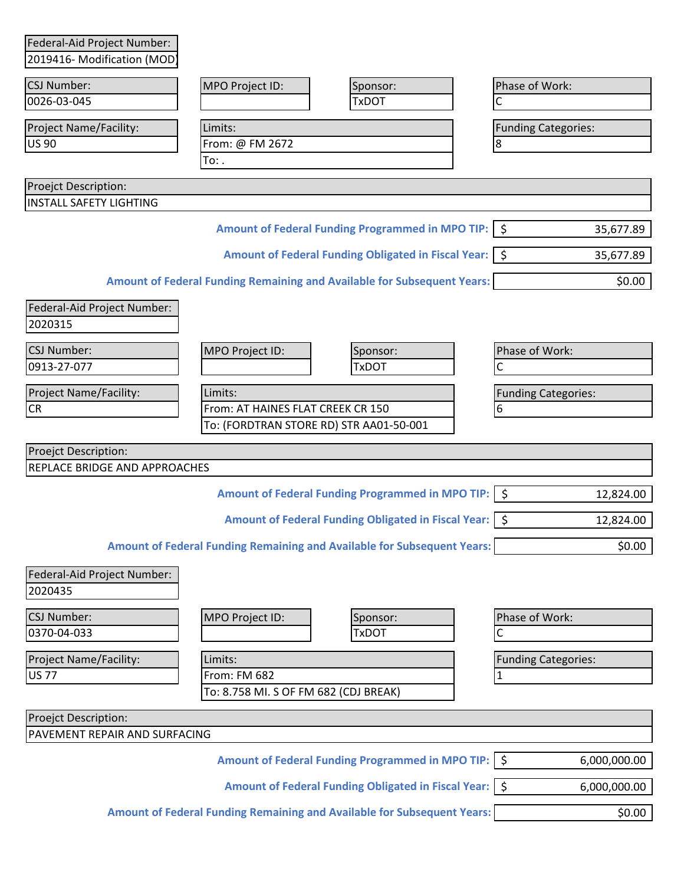| Federal-Aid Project Number: |
|---|
| 2019416- Modification (MOD) |

| CSJ Number: | MPO Project ID: | Sponsor: | Phase of Work: |
|---|---|---|---|
| 0026-03-045 | | TxDOT | C |

| Project Name/Facility: | Limits: | Funding Categories: |
|---|---|---|
| US 90 | From: @ FM 2672 | 8 |
| | To: . | |

| Proejct Description: |
|---|
| INSTALL SAFETY LIGHTING |

| | |
|---|---|
| **Amount of Federal Funding Programmed in MPO TIP:** | $ 35,677.89 |
| **Amount of Federal Funding Obligated in Fiscal Year:** | $ 35,677.89 |
| **Amount of Federal Funding Remaining and Available for Subsequent Years:** | $0.00 |

| Federal-Aid Project Number: |
|---|
| 2020315 |

| CSJ Number: | MPO Project ID: | Sponsor: | Phase of Work: |
|---|---|---|---|
| 0913-27-077 | | TxDOT | C |

| Project Name/Facility: | Limits: | Funding Categories: |
|---|---|---|
| CR | From: AT HAINES FLAT CREEK CR 150 | 6 |
| | To: (FORDTRAN STORE RD) STR AA01-50-001 | |

| Proejct Description: |
|---|
| REPLACE BRIDGE AND APPROACHES |

| | |
|---|---|
| **Amount of Federal Funding Programmed in MPO TIP:** | $ 12,824.00 |
| **Amount of Federal Funding Obligated in Fiscal Year:** | $ 12,824.00 |
| **Amount of Federal Funding Remaining and Available for Subsequent Years:** | $0.00 |

| Federal-Aid Project Number: |
|---|
| 2020435 |

| CSJ Number: | MPO Project ID: | Sponsor: | Phase of Work: |
|---|---|---|---|
| 0370-04-033 | | TxDOT | C |

| Project Name/Facility: | Limits: | Funding Categories: |
|---|---|---|
| US 77 | From: FM 682 | 1 |
| | To: 8.758 MI. S OF FM 682 (CDJ BREAK) | |

| Proejct Description: |
|---|
| PAVEMENT REPAIR AND SURFACING |

| | |
|---|---|
| **Amount of Federal Funding Programmed in MPO TIP:** | $ 6,000,000.00 |
| **Amount of Federal Funding Obligated in Fiscal Year:** | $ 6,000,000.00 |
| **Amount of Federal Funding Remaining and Available for Subsequent Years:** | $0.00 |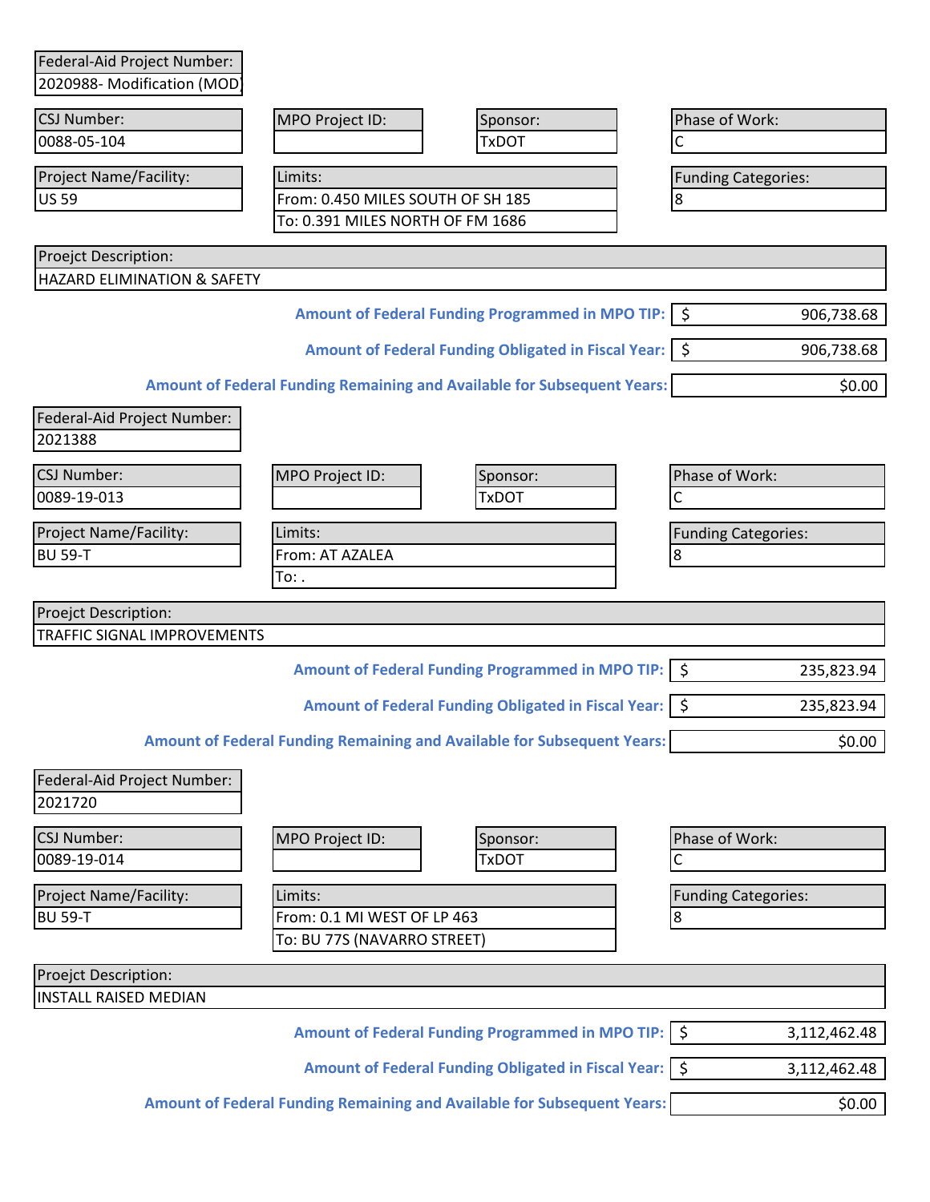| Federal-Aid Project Number: |
|---|
| 2020988- Modification (MOD) |

| CSJ Number: | MPO Project ID: | Sponsor: | Phase of Work: |
|---|---|---|---|
| 0088-05-104 | | TxDOT | C |

| Project Name/Facility: | Limits: | Funding Categories: |
|---|---|---|
| US 59 | From: 0.450 MILES SOUTH OF SH 185 | 8 |
| | To: 0.391 MILES NORTH OF FM 1686 | |

| Proejct Description: |
|---|
| HAZARD ELIMINATION & SAFETY |

| | |
|---|---|
| **Amount of Federal Funding Programmed in MPO TIP:** | $ 906,738.68 |
| **Amount of Federal Funding Obligated in Fiscal Year:** | $ 906,738.68 |
| **Amount of Federal Funding Remaining and Available for Subsequent Years:** | $0.00 |

| Federal-Aid Project Number: |
|---|
| 2021388 |

| CSJ Number: | MPO Project ID: | Sponsor: | Phase of Work: |
|---|---|---|---|
| 0089-19-013 | | TxDOT | C |

| Project Name/Facility: | Limits: | Funding Categories: |
|---|---|---|
| BU 59-T | From: AT AZALEA | 8 |
| | To: . | |

| Proejct Description: |
|---|
| TRAFFIC SIGNAL IMPROVEMENTS |

| | |
|---|---|
| **Amount of Federal Funding Programmed in MPO TIP:** | $ 235,823.94 |
| **Amount of Federal Funding Obligated in Fiscal Year:** | $ 235,823.94 |
| **Amount of Federal Funding Remaining and Available for Subsequent Years:** | $0.00 |

| Federal-Aid Project Number: |
|---|
| 2021720 |

| CSJ Number: | MPO Project ID: | Sponsor: | Phase of Work: |
|---|---|---|---|
| 0089-19-014 | | TxDOT | C |

| Project Name/Facility: | Limits: | Funding Categories: |
|---|---|---|
| BU 59-T | From: 0.1 MI WEST OF LP 463 | 8 |
| | To: BU 77S (NAVARRO STREET) | |

| Proejct Description: |
|---|
| INSTALL RAISED MEDIAN |

| | |
|---|---|
| **Amount of Federal Funding Programmed in MPO TIP:** | $ 3,112,462.48 |
| **Amount of Federal Funding Obligated in Fiscal Year:** | $ 3,112,462.48 |
| **Amount of Federal Funding Remaining and Available for Subsequent Years:** | $0.00 |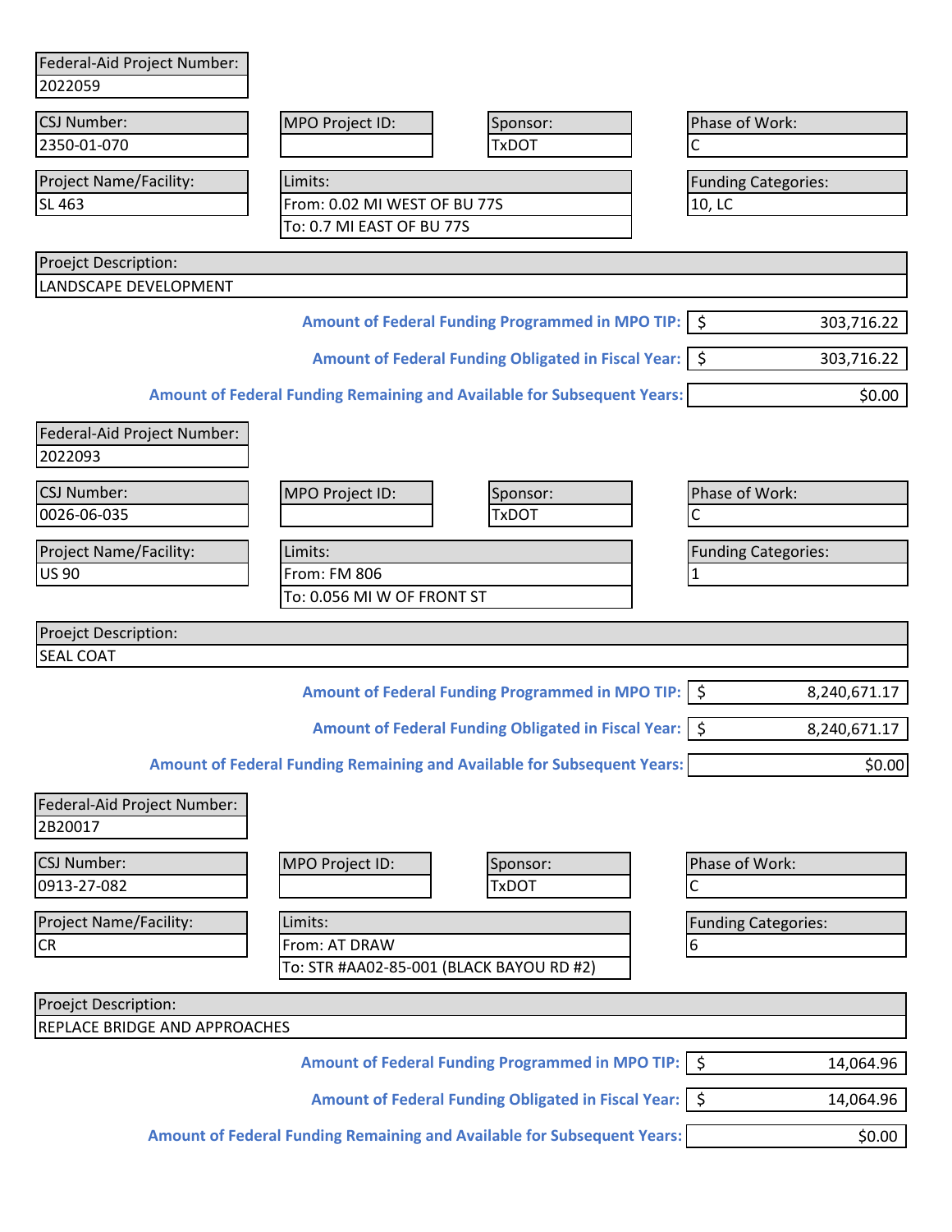| Federal-Aid Project Number: |
| --- |
| 2022059 |

| CSJ Number: | MPO Project ID: | Sponsor: | Phase of Work: |
| --- | --- | --- | --- |
| 2350-01-070 | | TxDOT | C |

| Project Name/Facility: | Limits: | Funding Categories: |
| --- | --- | --- |
| SL 463 | From: 0.02 MI WEST OF BU 77S | 10, LC |
| | To: 0.7 MI EAST OF BU 77S | |

| Proejct Description: |
| --- |
| LANDSCAPE DEVELOPMENT |

| | |
| --- | --- |
| **Amount of Federal Funding Programmed in MPO TIP:** | $ 303,716.22 |
| **Amount of Federal Funding Obligated in Fiscal Year:** | $ 303,716.22 |
| **Amount of Federal Funding Remaining and Available for Subsequent Years:** | $0.00 |

| Federal-Aid Project Number: |
| --- |
| 2022093 |

| CSJ Number: | MPO Project ID: | Sponsor: | Phase of Work: |
| --- | --- | --- | --- |
| 0026-06-035 | | TxDOT | C |

| Project Name/Facility: | Limits: | Funding Categories: |
| --- | --- | --- |
| US 90 | From: FM 806 | 1 |
| | To: 0.056 MI W OF FRONT ST | |

| Proejct Description: |
| --- |
| SEAL COAT |

| | |
| --- | --- |
| **Amount of Federal Funding Programmed in MPO TIP:** | $ 8,240,671.17 |
| **Amount of Federal Funding Obligated in Fiscal Year:** | $ 8,240,671.17 |
| **Amount of Federal Funding Remaining and Available for Subsequent Years:** | $0.00 |

| Federal-Aid Project Number: |
| --- |
| 2B20017 |

| CSJ Number: | MPO Project ID: | Sponsor: | Phase of Work: |
| --- | --- | --- | --- |
| 0913-27-082 | | TxDOT | C |

| Project Name/Facility: | Limits: | Funding Categories: |
| --- | --- | --- |
| CR | From: AT DRAW | 6 |
| | To: STR #AA02-85-001 (BLACK BAYOU RD #2) | |

| Proejct Description: |
| --- |
| REPLACE BRIDGE AND APPROACHES |

| | |
| --- | --- |
| **Amount of Federal Funding Programmed in MPO TIP:** | $ 14,064.96 |
| **Amount of Federal Funding Obligated in Fiscal Year:** | $ 14,064.96 |
| **Amount of Federal Funding Remaining and Available for Subsequent Years:** | $0.00 |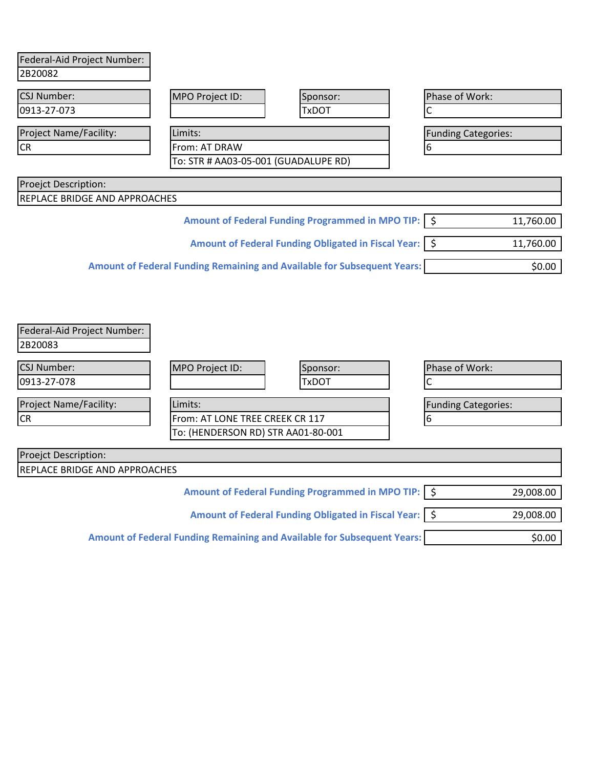| Federal-Aid Project Number: |
| --- |
| 2B20082 |

| CSJ Number: | MPO Project ID: | Sponsor: | Phase of Work: |
| --- | --- | --- | --- |
| 0913-27-073 | | TxDOT | C |

| Project Name/Facility: | Limits: | Funding Categories: |
| --- | --- | --- |
| CR | From: AT DRAW | 6 |
| | To: STR # AA03-05-001 (GUADALUPE RD) | |

| Proejct Description: |
| --- |
| REPLACE BRIDGE AND APPROACHES |

| | |
| --- | --- |
| **Amount of Federal Funding Programmed in MPO TIP:** | $ 11,760.00 |
| **Amount of Federal Funding Obligated in Fiscal Year:** | $ 11,760.00 |
| **Amount of Federal Funding Remaining and Available for Subsequent Years:** | $0.00 |

| Federal-Aid Project Number: |
| --- |
| 2B20083 |

| CSJ Number: | MPO Project ID: | Sponsor: | Phase of Work: |
| --- | --- | --- | --- |
| 0913-27-078 | | TxDOT | C |

| Project Name/Facility: | Limits: | Funding Categories: |
| --- | --- | --- |
| CR | From: AT LONE TREE CREEK CR 117 | 6 |
| | To: (HENDERSON RD) STR AA01-80-001 | |

| Proejct Description: |
| --- |
| REPLACE BRIDGE AND APPROACHES |

| | |
| --- | --- |
| **Amount of Federal Funding Programmed in MPO TIP:** | $ 29,008.00 |
| **Amount of Federal Funding Obligated in Fiscal Year:** | $ 29,008.00 |
| **Amount of Federal Funding Remaining and Available for Subsequent Years:** | $0.00 |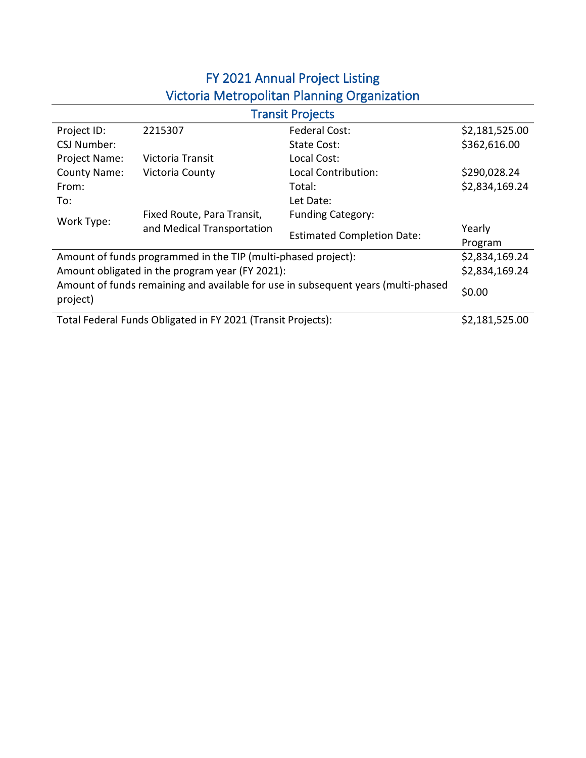# FY 2021 Annual Project Listing
# Victoria Metropolitan Planning Organization

## Transit Projects

| | | | |
|---|---|---|---|
| Project ID: | 2215307 | Federal Cost: | $2,181,525.00 |
| CSJ Number: | | State Cost: | $362,616.00 |
| Project Name: | Victoria Transit | Local Cost: | |
| County Name: | Victoria County | Local Contribution: | $290,028.24 |
| From: | | Total: | $2,834,169.24 |
| To: | | Let Date: | |
| Work Type: | Fixed Route, Para Transit, and Medical Transportation | Funding Category: | |
| | | Estimated Completion Date: | Yearly Program |

| | |
|---|---|
| Amount of funds programmed in the TIP (multi-phased project): | $2,834,169.24 |
| Amount obligated in the program year (FY 2021): | $2,834,169.24 |
| Amount of funds remaining and available for use in subsequent years (multi-phased project) | $0.00 |

| | |
|---|---|
| Total Federal Funds Obligated in FY 2021 (Transit Projects): | $2,181,525.00 |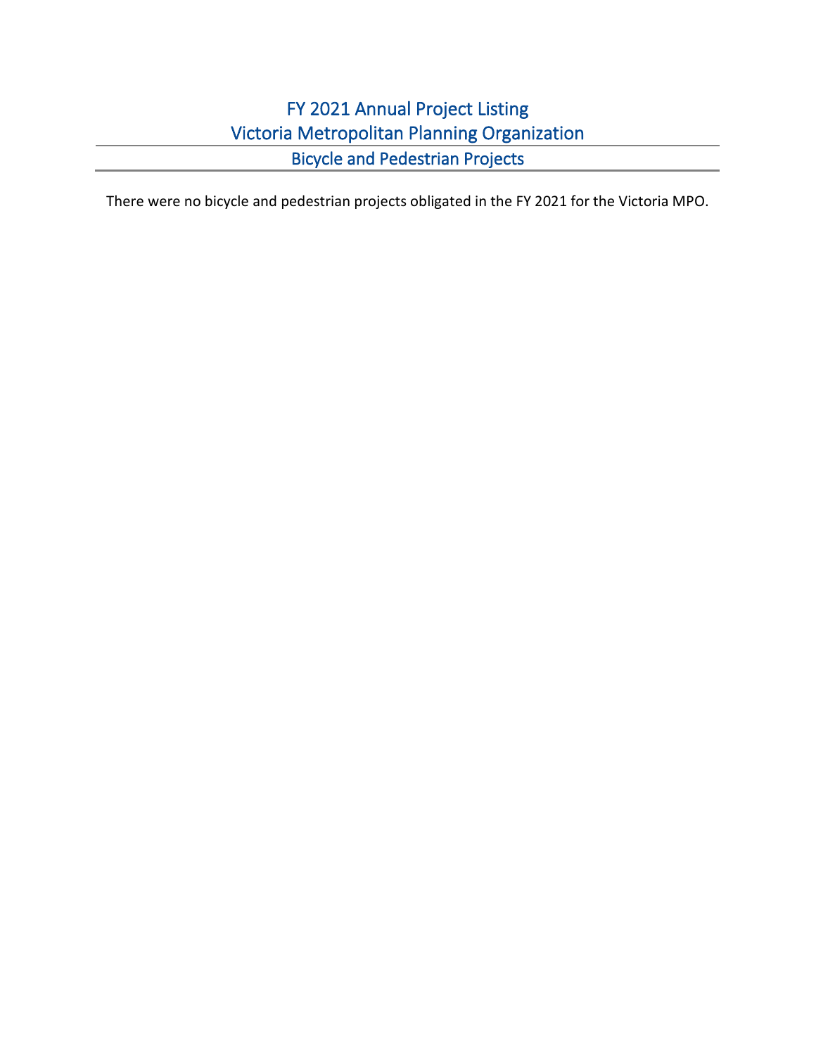# FY 2021 Annual Project Listing
# Victoria Metropolitan Planning Organization

## Bicycle and Pedestrian Projects

There were no bicycle and pedestrian projects obligated in the FY 2021 for the Victoria MPO.